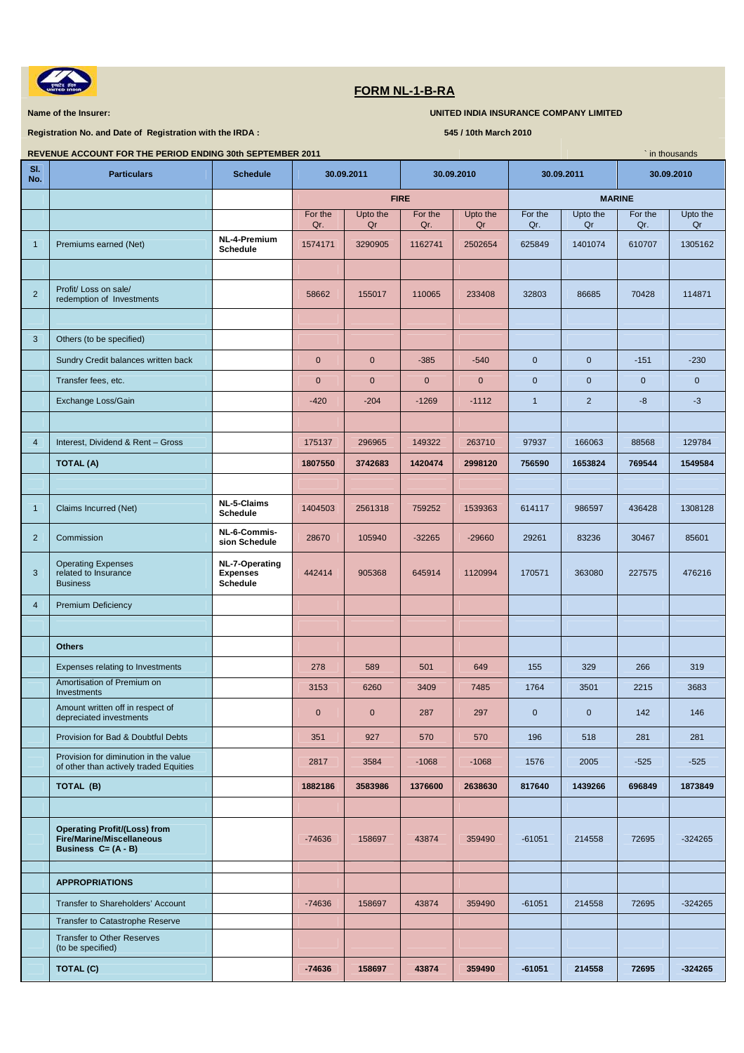# FORM NL-1-B-RA

**Name of the Insurer:** UNITED INDIA INSURANCE COMPANY LIMITED

**Registration No. and Date of Registration with the IRDA :** 545 / 10th March 2010

**REVENUE ACCOUNT FOR THE PERIOD ENDING 30th SEPTEMBER 2011**

` in thousands

| Sl. No. | Particulars | Schedule | 30.09.2011 | | 30.09.2010 | | 30.09.2011 | | 30.09.2010 | |
|---|---|---|---|---|---|---|---|---|---|---|
| | | | FIRE | | | | MARINE | | | |
| | | | For the Qr. | Upto the Qr | For the Qr. | Upto the Qr | For the Qr. | Upto the Qr | For the Qr. | Upto the Qr |
| 1 | Premiums earned (Net) | NL-4-Premium Schedule | 1574171 | 3290905 | 1162741 | 2502654 | 625849 | 1401074 | 610707 | 1305162 |
| | | | | | | | | | | |
| 2 | Profit/ Loss on sale/ redemption of Investments | | 58662 | 155017 | 110065 | 233408 | 32803 | 86685 | 70428 | 114871 |
| | | | | | | | | | | |
| 3 | Others (to be specified) | | | | | | | | | |
| | Sundry Credit balances written back | | 0 | 0 | -385 | -540 | 0 | 0 | -151 | -230 |
| | Transfer fees, etc. | | 0 | 0 | 0 | 0 | 0 | 0 | 0 | 0 |
| | Exchange Loss/Gain | | -420 | -204 | -1269 | -1112 | 1 | 2 | -8 | -3 |
| | | | | | | | | | | |
| 4 | Interest, Dividend & Rent – Gross | | 175137 | 296965 | 149322 | 263710 | 97937 | 166063 | 88568 | 129784 |
| | **TOTAL (A)** | | **1807550** | **3742683** | **1420474** | **2998120** | **756590** | **1653824** | **769544** | **1549584** |
| | | | | | | | | | | |
| 1 | Claims Incurred (Net) | NL-5-Claims Schedule | 1404503 | 2561318 | 759252 | 1539363 | 614117 | 986597 | 436428 | 1308128 |
| 2 | Commission | NL-6-Commission Schedule | 28670 | 105940 | -32265 | -29660 | 29261 | 83236 | 30467 | 85601 |
| 3 | Operating Expenses related to Insurance Business | NL-7-Operating Expenses Schedule | 442414 | 905368 | 645914 | 1120994 | 170571 | 363080 | 227575 | 476216 |
| 4 | Premium Deficiency | | | | | | | | | |
| | | | | | | | | | | |
| | **Others** | | | | | | | | | |
| | Expenses relating to Investments | | 278 | 589 | 501 | 649 | 155 | 329 | 266 | 319 |
| | Amortisation of Premium on Investments | | 3153 | 6260 | 3409 | 7485 | 1764 | 3501 | 2215 | 3683 |
| | Amount written off in respect of depreciated investments | | 0 | 0 | 287 | 297 | 0 | 0 | 142 | 146 |
| | Provision for Bad & Doubtful Debts | | 351 | 927 | 570 | 570 | 196 | 518 | 281 | 281 |
| | Provision for diminution in the value of other than actively traded Equities | | 2817 | 3584 | -1068 | -1068 | 1576 | 2005 | -525 | -525 |
| | **TOTAL (B)** | | **1882186** | **3583986** | **1376600** | **2638630** | **817640** | **1439266** | **696849** | **1873849** |
| | | | | | | | | | | |
| | **Operating Profit/(Loss) from Fire/Marine/Miscellaneous Business C= (A - B)** | | -74636 | 158697 | 43874 | 359490 | -61051 | 214558 | 72695 | -324265 |
| | | | | | | | | | | |
| | **APPROPRIATIONS** | | | | | | | | | |
| | Transfer to Shareholders' Account | | -74636 | 158697 | 43874 | 359490 | -61051 | 214558 | 72695 | -324265 |
| | Transfer to Catastrophe Reserve | | | | | | | | | |
| | Transfer to Other Reserves (to be specified) | | | | | | | | | |
| | **TOTAL (C)** | | **-74636** | **158697** | **43874** | **359490** | **-61051** | **214558** | **72695** | **-324265** |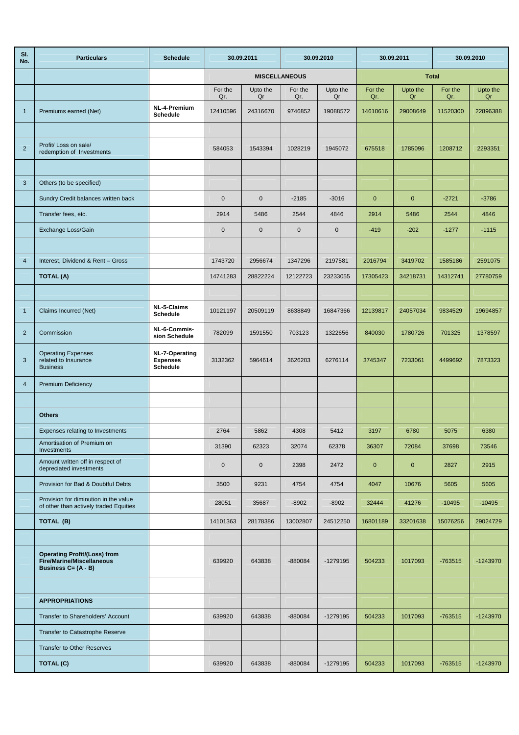| Sl. No. | Particulars | Schedule | 30.09.2011 | | 30.09.2010 | | 30.09.2011 | | 30.09.2010 | |
|---|---|---|---|---|---|---|---|---|---|---|
| | | | MISCELLANEOUS | | | | Total | | | |
| | | | For the Qr. | Upto the Qr | For the Qr. | Upto the Qr | For the Qr. | Upto the Qr | For the Qr. | Upto the Qr |
| 1 | Premiums earned (Net) | NL-4-Premium Schedule | 12410596 | 24316670 | 9746852 | 19088572 | 14610616 | 29008649 | 11520300 | 22896388 |
| | | | | | | | | | | |
| 2 | Profit/ Loss on sale/ redemption of Investments | | 584053 | 1543394 | 1028219 | 1945072 | 675518 | 1785096 | 1208712 | 2293351 |
| | | | | | | | | | | |
| 3 | Others (to be specified) | | | | | | | | | |
| | Sundry Credit balances written back | | 0 | 0 | -2185 | -3016 | 0 | 0 | -2721 | -3786 |
| | Transfer fees, etc. | | 2914 | 5486 | 2544 | 4846 | 2914 | 5486 | 2544 | 4846 |
| | Exchange Loss/Gain | | 0 | 0 | 0 | 0 | -419 | -202 | -1277 | -1115 |
| | | | | | | | | | | |
| 4 | Interest, Dividend & Rent – Gross | | 1743720 | 2956674 | 1347296 | 2197581 | 2016794 | 3419702 | 1585186 | 2591075 |
| | **TOTAL (A)** | | 14741283 | 28822224 | 12122723 | 23233055 | 17305423 | 34218731 | 14312741 | 27780759 |
| | | | | | | | | | | |
| 1 | Claims Incurred (Net) | NL-5-Claims Schedule | 10121197 | 20509119 | 8638849 | 16847366 | 12139817 | 24057034 | 9834529 | 19694857 |
| 2 | Commission | NL-6-Commission Schedule | 782099 | 1591550 | 703123 | 1322656 | 840030 | 1780726 | 701325 | 1378597 |
| 3 | Operating Expenses related to Insurance Business | NL-7-Operating Expenses Schedule | 3132362 | 5964614 | 3626203 | 6276114 | 3745347 | 7233061 | 4499692 | 7873323 |
| 4 | Premium Deficiency | | | | | | | | | |
| | | | | | | | | | | |
| | **Others** | | | | | | | | | |
| | Expenses relating to Investments | | 2764 | 5862 | 4308 | 5412 | 3197 | 6780 | 5075 | 6380 |
| | Amortisation of Premium on Investments | | 31390 | 62323 | 32074 | 62378 | 36307 | 72084 | 37698 | 73546 |
| | Amount written off in respect of depreciated investments | | 0 | 0 | 2398 | 2472 | 0 | 0 | 2827 | 2915 |
| | Provision for Bad & Doubtful Debts | | 3500 | 9231 | 4754 | 4754 | 4047 | 10676 | 5605 | 5605 |
| | Provision for diminution in the value of other than actively traded Equities | | 28051 | 35687 | -8902 | -8902 | 32444 | 41276 | -10495 | -10495 |
| | **TOTAL (B)** | | 14101363 | 28178386 | 13002807 | 24512250 | 16801189 | 33201638 | 15076256 | 29024729 |
| | | | | | | | | | | |
| | **Operating Profit/(Loss) from Fire/Marine/Miscellaneous Business C= (A - B)** | | 639920 | 643838 | -880084 | -1279195 | 504233 | 1017093 | -763515 | -1243970 |
| | | | | | | | | | | |
| | **APPROPRIATIONS** | | | | | | | | | |
| | Transfer to Shareholders' Account | | 639920 | 643838 | -880084 | -1279195 | 504233 | 1017093 | -763515 | -1243970 |
| | Transfer to Catastrophe Reserve | | | | | | | | | |
| | Transfer to Other Reserves | | | | | | | | | |
| | **TOTAL (C)** | | 639920 | 643838 | -880084 | -1279195 | 504233 | 1017093 | -763515 | -1243970 |